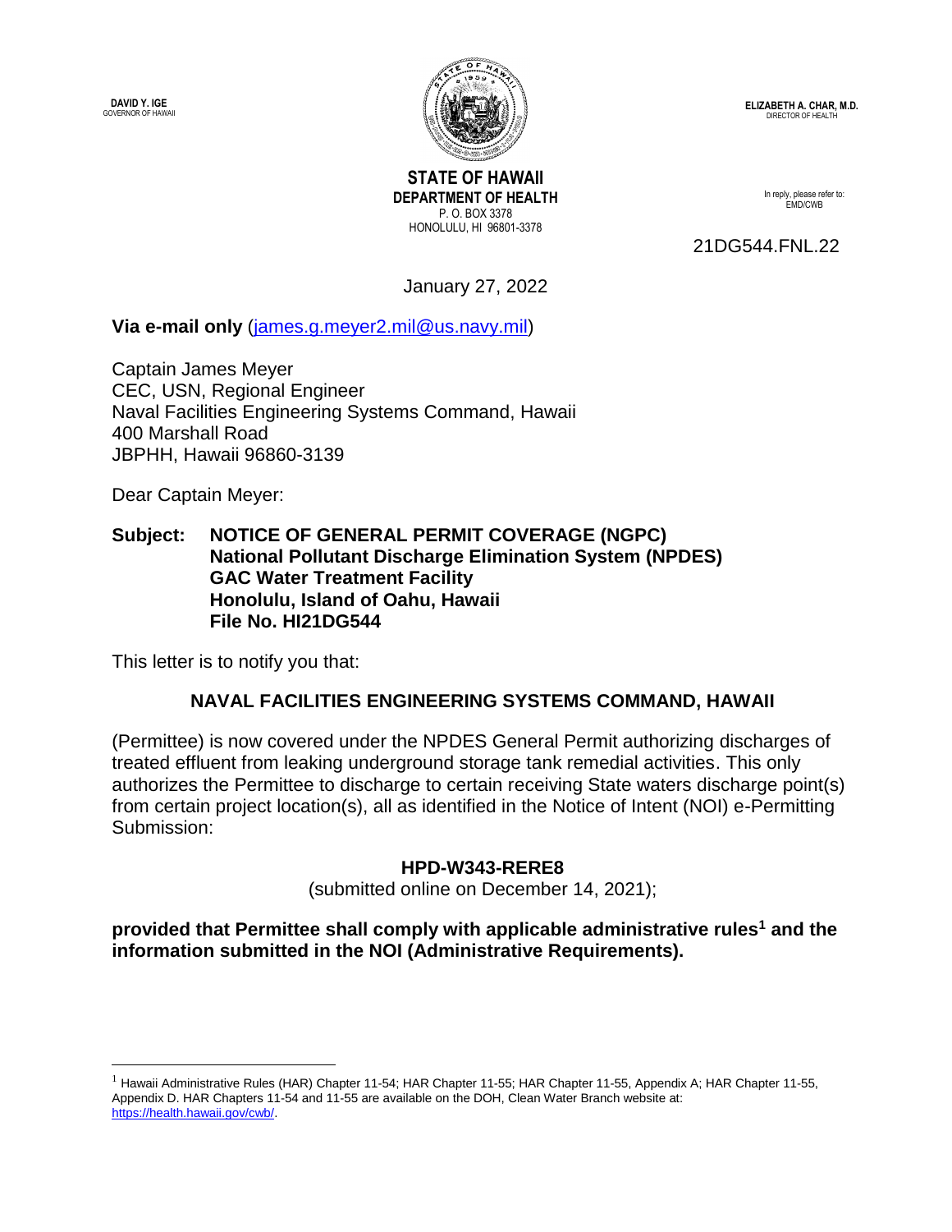**DAVID Y. IGE**
GOVERNOR OF HAWAII

**STATE OF HAWAII**
**DEPARTMENT OF HEALTH**
P. O. BOX 3378
HONOLULU, HI 96801-3378

**ELIZABETH A. CHAR, M.D.**
DIRECTOR OF HEALTH

In reply, please refer to:
EMD/CWB

21DG544.FNL.22

January 27, 2022

**Via e-mail only** (james.g.meyer2.mil@us.navy.mil)

Captain James Meyer
CEC, USN, Regional Engineer
Naval Facilities Engineering Systems Command, Hawaii
400 Marshall Road
JBPHH, Hawaii 96860-3139

Dear Captain Meyer:

**Subject: NOTICE OF GENERAL PERMIT COVERAGE (NGPC)**
**National Pollutant Discharge Elimination System (NPDES)**
**GAC Water Treatment Facility**
**Honolulu, Island of Oahu, Hawaii**
**File No. HI21DG544**

This letter is to notify you that:

**NAVAL FACILITIES ENGINEERING SYSTEMS COMMAND, HAWAII**

(Permittee) is now covered under the NPDES General Permit authorizing discharges of treated effluent from leaking underground storage tank remedial activities. This only authorizes the Permittee to discharge to certain receiving State waters discharge point(s) from certain project location(s), all as identified in the Notice of Intent (NOI) e-Permitting Submission:

**HPD-W343-RERE8**
(submitted online on December 14, 2021);

**provided that Permittee shall comply with applicable administrative rules[1] and the information submitted in the NOI (Administrative Requirements).**

---

[1] Hawaii Administrative Rules (HAR) Chapter 11-54; HAR Chapter 11-55; HAR Chapter 11-55, Appendix A; HAR Chapter 11-55, Appendix D. HAR Chapters 11-54 and 11-55 are available on the DOH, Clean Water Branch website at: https://health.hawaii.gov/cwb/.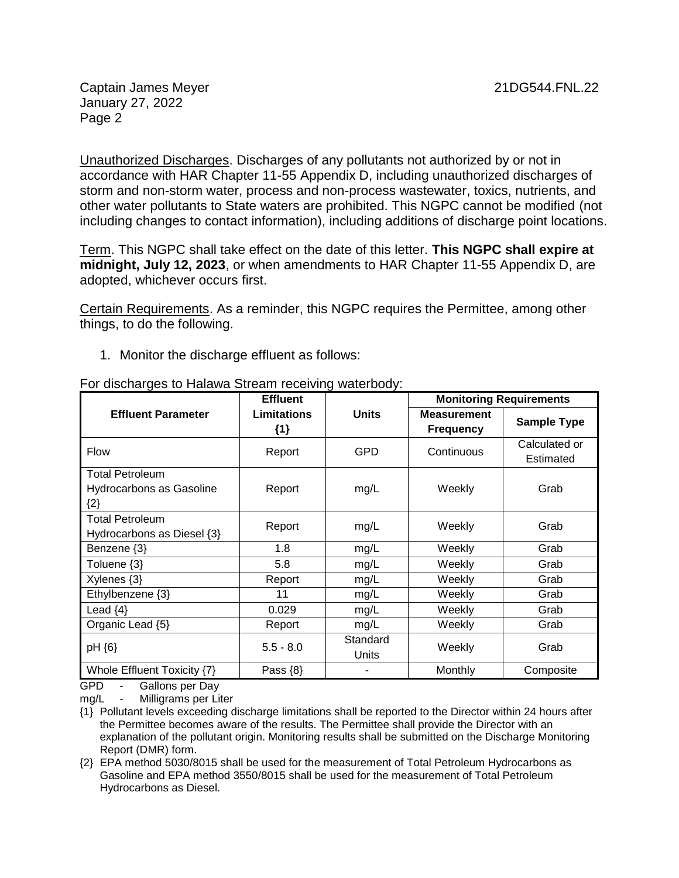Unauthorized Discharges. Discharges of any pollutants not authorized by or not in accordance with HAR Chapter 11-55 Appendix D, including unauthorized discharges of storm and non-storm water, process and non-process wastewater, toxics, nutrients, and other water pollutants to State waters are prohibited. This NGPC cannot be modified (not including changes to contact information), including additions of discharge point locations.

Term. This NGPC shall take effect on the date of this letter. **This NGPC shall expire at midnight, July 12, 2023**, or when amendments to HAR Chapter 11-55 Appendix D, are adopted, whichever occurs first.

Certain Requirements. As a reminder, this NGPC requires the Permittee, among other things, to do the following.

1. Monitor the discharge effluent as follows:

For discharges to Halawa Stream receiving waterbody:

| Effluent Parameter | Effluent Limitations {1} | Units | Monitoring Requirements | |
|---|---|---|---|---|
| | | | Measurement Frequency | Sample Type |
| Flow | Report | GPD | Continuous | Calculated or Estimated |
| Total Petroleum Hydrocarbons as Gasoline {2} | Report | mg/L | Weekly | Grab |
| Total Petroleum Hydrocarbons as Diesel {3} | Report | mg/L | Weekly | Grab |
| Benzene {3} | 1.8 | mg/L | Weekly | Grab |
| Toluene {3} | 5.8 | mg/L | Weekly | Grab |
| Xylenes {3} | Report | mg/L | Weekly | Grab |
| Ethylbenzene {3} | 11 | mg/L | Weekly | Grab |
| Lead {4} | 0.029 | mg/L | Weekly | Grab |
| Organic Lead {5} | Report | mg/L | Weekly | Grab |
| pH {6} | 5.5 - 8.0 | Standard Units | Weekly | Grab |
| Whole Effluent Toxicity {7} | Pass {8} | - | Monthly | Composite |

GPD - Gallons per Day

mg/L - Milligrams per Liter

{1} Pollutant levels exceeding discharge limitations shall be reported to the Director within 24 hours after the Permittee becomes aware of the results. The Permittee shall provide the Director with an explanation of the pollutant origin. Monitoring results shall be submitted on the Discharge Monitoring Report (DMR) form.

{2} EPA method 5030/8015 shall be used for the measurement of Total Petroleum Hydrocarbons as Gasoline and EPA method 3550/8015 shall be used for the measurement of Total Petroleum Hydrocarbons as Diesel.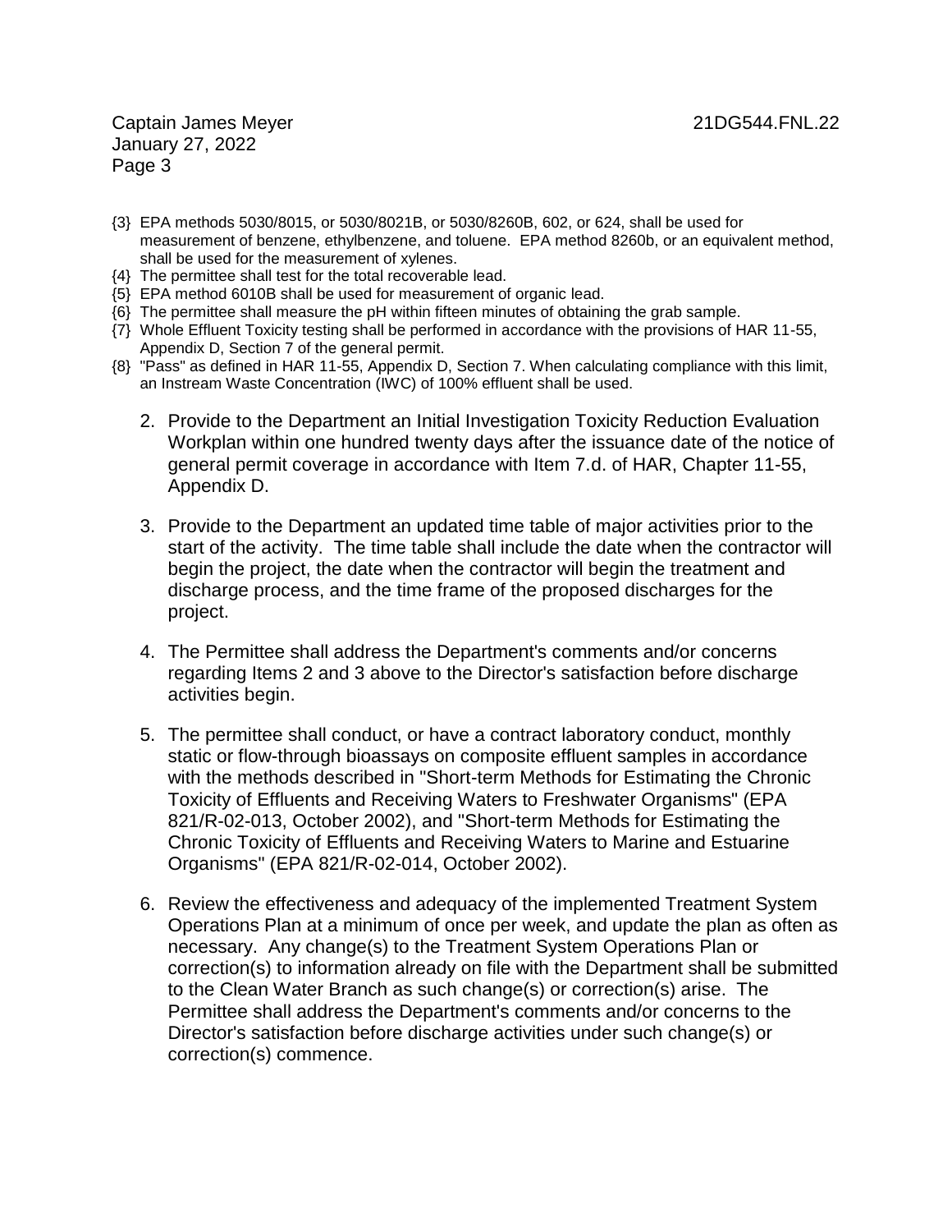{3} EPA methods 5030/8015, or 5030/8021B, or 5030/8260B, 602, or 624, shall be used for measurement of benzene, ethylbenzene, and toluene. EPA method 8260b, or an equivalent method, shall be used for the measurement of xylenes.

{4} The permittee shall test for the total recoverable lead.

{5} EPA method 6010B shall be used for measurement of organic lead.

{6} The permittee shall measure the pH within fifteen minutes of obtaining the grab sample.

{7} Whole Effluent Toxicity testing shall be performed in accordance with the provisions of HAR 11-55, Appendix D, Section 7 of the general permit.

{8} "Pass" as defined in HAR 11-55, Appendix D, Section 7. When calculating compliance with this limit, an Instream Waste Concentration (IWC) of 100% effluent shall be used.

2. Provide to the Department an Initial Investigation Toxicity Reduction Evaluation Workplan within one hundred twenty days after the issuance date of the notice of general permit coverage in accordance with Item 7.d. of HAR, Chapter 11-55, Appendix D.

3. Provide to the Department an updated time table of major activities prior to the start of the activity. The time table shall include the date when the contractor will begin the project, the date when the contractor will begin the treatment and discharge process, and the time frame of the proposed discharges for the project.

4. The Permittee shall address the Department's comments and/or concerns regarding Items 2 and 3 above to the Director's satisfaction before discharge activities begin.

5. The permittee shall conduct, or have a contract laboratory conduct, monthly static or flow-through bioassays on composite effluent samples in accordance with the methods described in "Short-term Methods for Estimating the Chronic Toxicity of Effluents and Receiving Waters to Freshwater Organisms" (EPA 821/R-02-013, October 2002), and "Short-term Methods for Estimating the Chronic Toxicity of Effluents and Receiving Waters to Marine and Estuarine Organisms" (EPA 821/R-02-014, October 2002).

6. Review the effectiveness and adequacy of the implemented Treatment System Operations Plan at a minimum of once per week, and update the plan as often as necessary. Any change(s) to the Treatment System Operations Plan or correction(s) to information already on file with the Department shall be submitted to the Clean Water Branch as such change(s) or correction(s) arise. The Permittee shall address the Department's comments and/or concerns to the Director's satisfaction before discharge activities under such change(s) or correction(s) commence.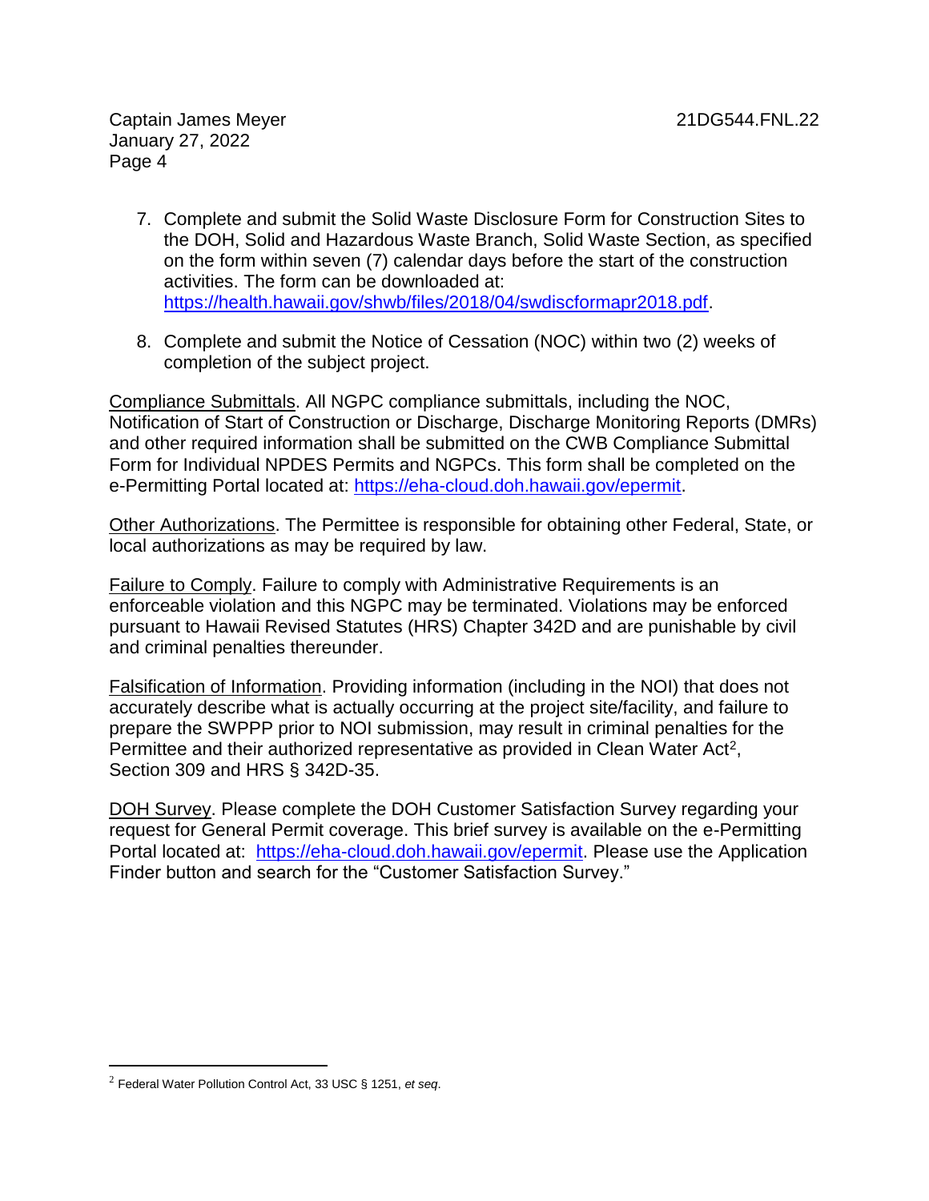7. Complete and submit the Solid Waste Disclosure Form for Construction Sites to the DOH, Solid and Hazardous Waste Branch, Solid Waste Section, as specified on the form within seven (7) calendar days before the start of the construction activities. The form can be downloaded at: https://health.hawaii.gov/shwb/files/2018/04/swdiscformapr2018.pdf.

8. Complete and submit the Notice of Cessation (NOC) within two (2) weeks of completion of the subject project.

Compliance Submittals. All NGPC compliance submittals, including the NOC, Notification of Start of Construction or Discharge, Discharge Monitoring Reports (DMRs) and other required information shall be submitted on the CWB Compliance Submittal Form for Individual NPDES Permits and NGPCs. This form shall be completed on the e-Permitting Portal located at: https://eha-cloud.doh.hawaii.gov/epermit.

Other Authorizations. The Permittee is responsible for obtaining other Federal, State, or local authorizations as may be required by law.

Failure to Comply. Failure to comply with Administrative Requirements is an enforceable violation and this NGPC may be terminated. Violations may be enforced pursuant to Hawaii Revised Statutes (HRS) Chapter 342D and are punishable by civil and criminal penalties thereunder.

Falsification of Information. Providing information (including in the NOI) that does not accurately describe what is actually occurring at the project site/facility, and failure to prepare the SWPPP prior to NOI submission, may result in criminal penalties for the Permittee and their authorized representative as provided in Clean Water Act[2], Section 309 and HRS § 342D-35.

DOH Survey. Please complete the DOH Customer Satisfaction Survey regarding your request for General Permit coverage. This brief survey is available on the e-Permitting Portal located at: https://eha-cloud.doh.hawaii.gov/epermit. Please use the Application Finder button and search for the "Customer Satisfaction Survey."

---

[2] Federal Water Pollution Control Act, 33 USC § 1251, *et seq*.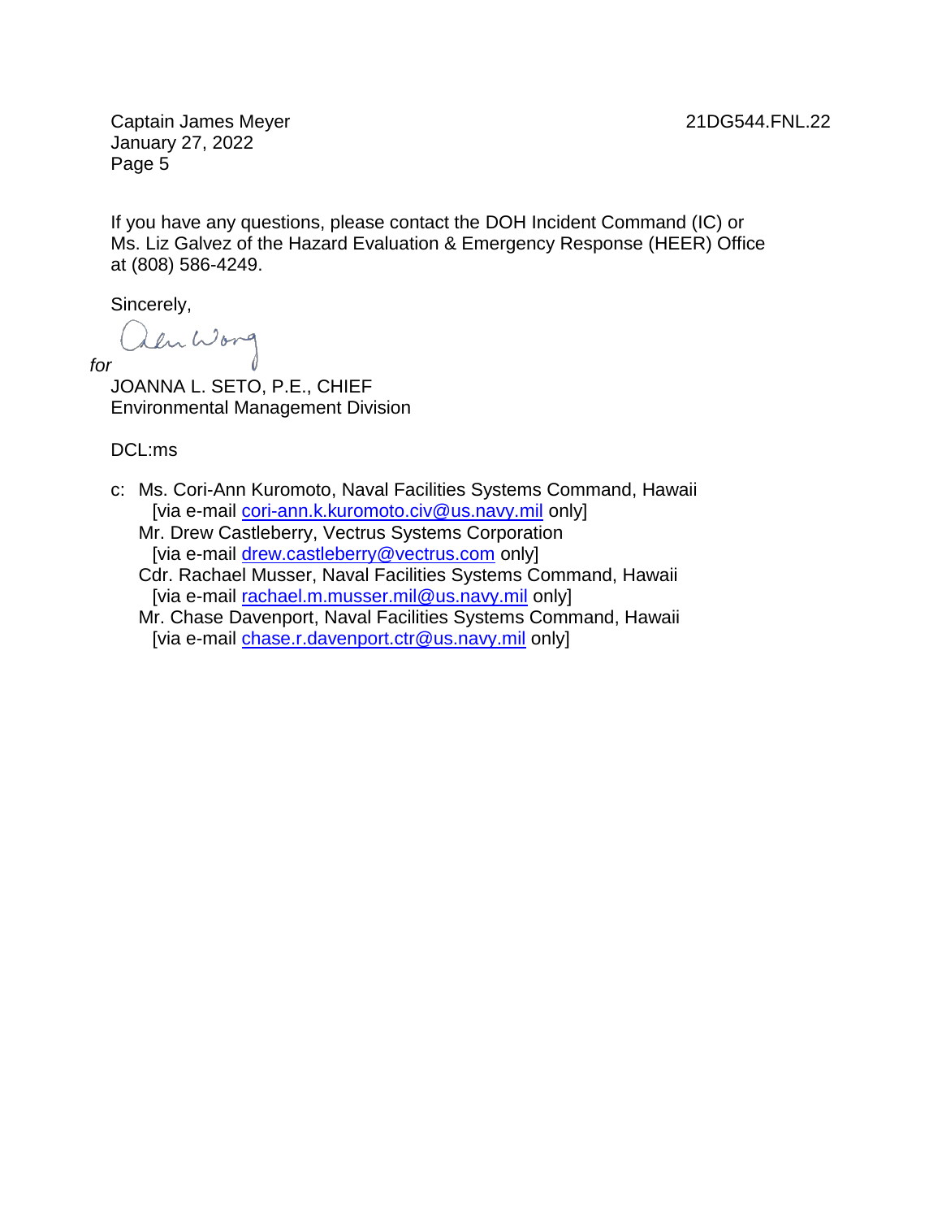If you have any questions, please contact the DOH Incident Command (IC) or Ms. Liz Galvez of the Hazard Evaluation & Emergency Response (HEER) Office at (808) 586-4249.

Sincerely,

*for*
JOANNA L. SETO, P.E., CHIEF
Environmental Management Division

DCL:ms

c: Ms. Cori-Ann Kuromoto, Naval Facilities Systems Command, Hawaii
 [via e-mail cori-ann.k.kuromoto.civ@us.navy.mil only]
 Mr. Drew Castleberry, Vectrus Systems Corporation
 [via e-mail drew.castleberry@vectrus.com only]
 Cdr. Rachael Musser, Naval Facilities Systems Command, Hawaii
 [via e-mail rachael.m.musser.mil@us.navy.mil only]
 Mr. Chase Davenport, Naval Facilities Systems Command, Hawaii
 [via e-mail chase.r.davenport.ctr@us.navy.mil only]